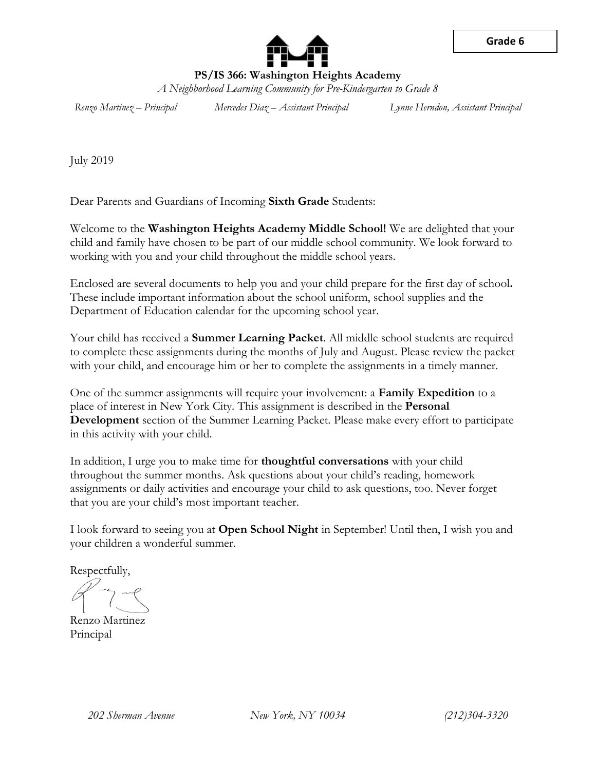**Grade 6**

**PS/IS 366: Washington Heights Academy**

*A Neighborhood Learning Community for Pre-Kindergarten to Grade 8*

*Renzo Martinez – Principal* *Mercedes Diaz – Assistant Principal* *Lynne Herndon, Assistant Principal*

July 2019

Dear Parents and Guardians of Incoming **Sixth Grade** Students:

Welcome to the **Washington Heights Academy Middle School!** We are delighted that your child and family have chosen to be part of our middle school community. We look forward to working with you and your child throughout the middle school years.

Enclosed are several documents to help you and your child prepare for the first day of school**.** These include important information about the school uniform, school supplies and the Department of Education calendar for the upcoming school year.

Your child has received a **Summer Learning Packet**. All middle school students are required to complete these assignments during the months of July and August. Please review the packet with your child, and encourage him or her to complete the assignments in a timely manner.

One of the summer assignments will require your involvement: a **Family Expedition** to a place of interest in New York City. This assignment is described in the **Personal Development** section of the Summer Learning Packet. Please make every effort to participate in this activity with your child.

In addition, I urge you to make time for **thoughtful conversations** with your child throughout the summer months. Ask questions about your child's reading, homework assignments or daily activities and encourage your child to ask questions, too. Never forget that you are your child's most important teacher.

I look forward to seeing you at **Open School Night** in September! Until then, I wish you and your children a wonderful summer.

Respectfully,

Renzo Martinez
Principal

*202 Sherman Avenue* *New York, NY 10034* *(212)304-3320*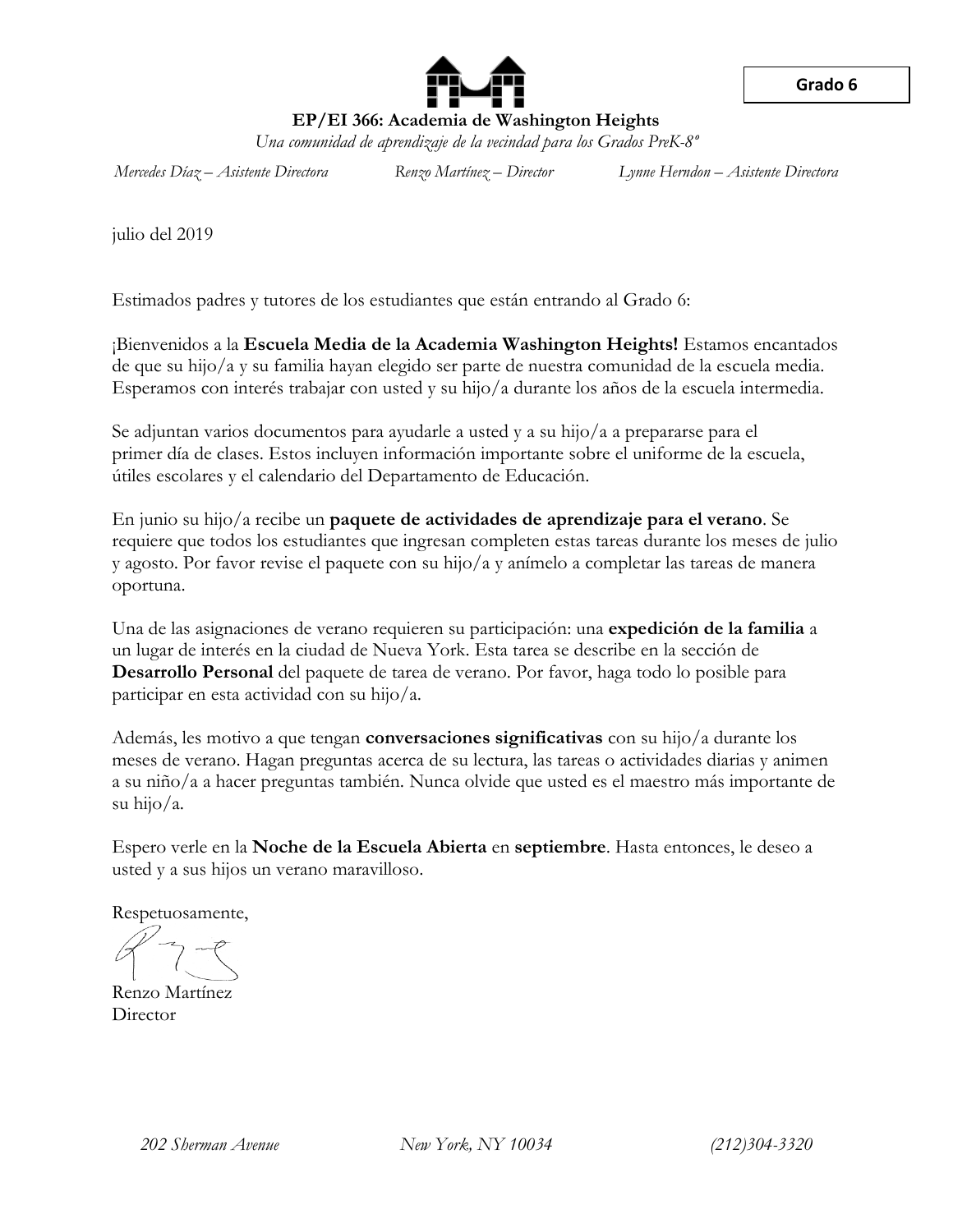**Grado 6**

**EP/EI 366: Academia de Washington Heights**

*Una comunidad de aprendizaje de la vecindad para los Grados PreK-8º*

*Mercedes Díaz – Asistente Directora* *Renzo Martínez – Director* *Lynne Herndon – Asistente Directora*

julio del 2019

Estimados padres y tutores de los estudiantes que están entrando al Grado 6:

¡Bienvenidos a la **Escuela Media de la Academia Washington Heights!** Estamos encantados de que su hijo/a y su familia hayan elegido ser parte de nuestra comunidad de la escuela media. Esperamos con interés trabajar con usted y su hijo/a durante los años de la escuela intermedia.

Se adjuntan varios documentos para ayudarle a usted y a su hijo/a a prepararse para el primer día de clases. Estos incluyen información importante sobre el uniforme de la escuela, útiles escolares y el calendario del Departamento de Educación.

En junio su hijo/a recibe un **paquete de actividades de aprendizaje para el verano**. Se requiere que todos los estudiantes que ingresan completen estas tareas durante los meses de julio y agosto. Por favor revise el paquete con su hijo/a y anímelo a completar las tareas de manera oportuna.

Una de las asignaciones de verano requieren su participación: una **expedición de la familia** a un lugar de interés en la ciudad de Nueva York. Esta tarea se describe en la sección de **Desarrollo Personal** del paquete de tarea de verano. Por favor, haga todo lo posible para participar en esta actividad con su hijo/a.

Además, les motivo a que tengan **conversaciones significativas** con su hijo/a durante los meses de verano. Hagan preguntas acerca de su lectura, las tareas o actividades diarias y animen a su niño/a a hacer preguntas también. Nunca olvide que usted es el maestro más importante de su hijo/a.

Espero verle en la **Noche de la Escuela Abierta** en **septiembre**. Hasta entonces, le deseo a usted y a sus hijos un verano maravilloso.

Respetuosamente,

Renzo Martínez
Director

*202 Sherman Avenue* *New York, NY 10034* *(212)304-3320*